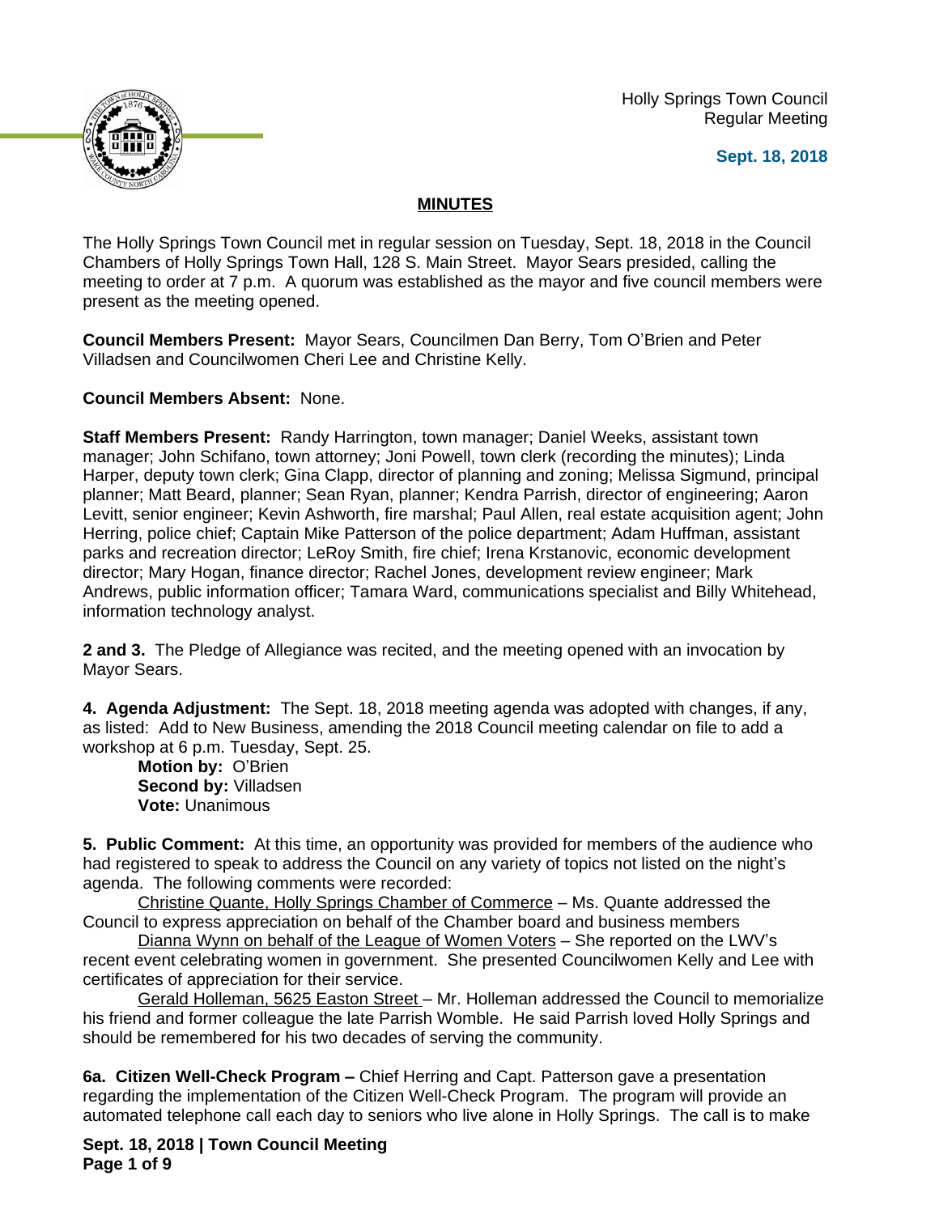Holly Springs Town Council
Regular Meeting

**Sept. 18, 2018**

## MINUTES

The Holly Springs Town Council met in regular session on Tuesday, Sept. 18, 2018 in the Council Chambers of Holly Springs Town Hall, 128 S. Main Street. Mayor Sears presided, calling the meeting to order at 7 p.m. A quorum was established as the mayor and five council members were present as the meeting opened.

**Council Members Present:** Mayor Sears, Councilmen Dan Berry, Tom O'Brien and Peter Villadsen and Councilwomen Cheri Lee and Christine Kelly.

**Council Members Absent:** None.

**Staff Members Present:** Randy Harrington, town manager; Daniel Weeks, assistant town manager; John Schifano, town attorney; Joni Powell, town clerk (recording the minutes); Linda Harper, deputy town clerk; Gina Clapp, director of planning and zoning; Melissa Sigmund, principal planner; Matt Beard, planner; Sean Ryan, planner; Kendra Parrish, director of engineering; Aaron Levitt, senior engineer; Kevin Ashworth, fire marshal; Paul Allen, real estate acquisition agent; John Herring, police chief; Captain Mike Patterson of the police department; Adam Huffman, assistant parks and recreation director; LeRoy Smith, fire chief; Irena Krstanovic, economic development director; Mary Hogan, finance director; Rachel Jones, development review engineer; Mark Andrews, public information officer; Tamara Ward, communications specialist and Billy Whitehead, information technology analyst.

**2 and 3.** The Pledge of Allegiance was recited, and the meeting opened with an invocation by Mayor Sears.

**4. Agenda Adjustment:** The Sept. 18, 2018 meeting agenda was adopted with changes, if any, as listed: Add to New Business, amending the 2018 Council meeting calendar on file to add a workshop at 6 p.m. Tuesday, Sept. 25.

**Motion by:** O'Brien
**Second by:** Villadsen
**Vote:** Unanimous

**5. Public Comment:** At this time, an opportunity was provided for members of the audience who had registered to speak to address the Council on any variety of topics not listed on the night's agenda. The following comments were recorded:

Christine Quante, Holly Springs Chamber of Commerce – Ms. Quante addressed the Council to express appreciation on behalf of the Chamber board and business members

Dianna Wynn on behalf of the League of Women Voters – She reported on the LWV's recent event celebrating women in government. She presented Councilwomen Kelly and Lee with certificates of appreciation for their service.

Gerald Holleman, 5625 Easton Street – Mr. Holleman addressed the Council to memorialize his friend and former colleague the late Parrish Womble. He said Parrish loved Holly Springs and should be remembered for his two decades of serving the community.

**6a. Citizen Well-Check Program –** Chief Herring and Capt. Patterson gave a presentation regarding the implementation of the Citizen Well-Check Program. The program will provide an automated telephone call each day to seniors who live alone in Holly Springs. The call is to make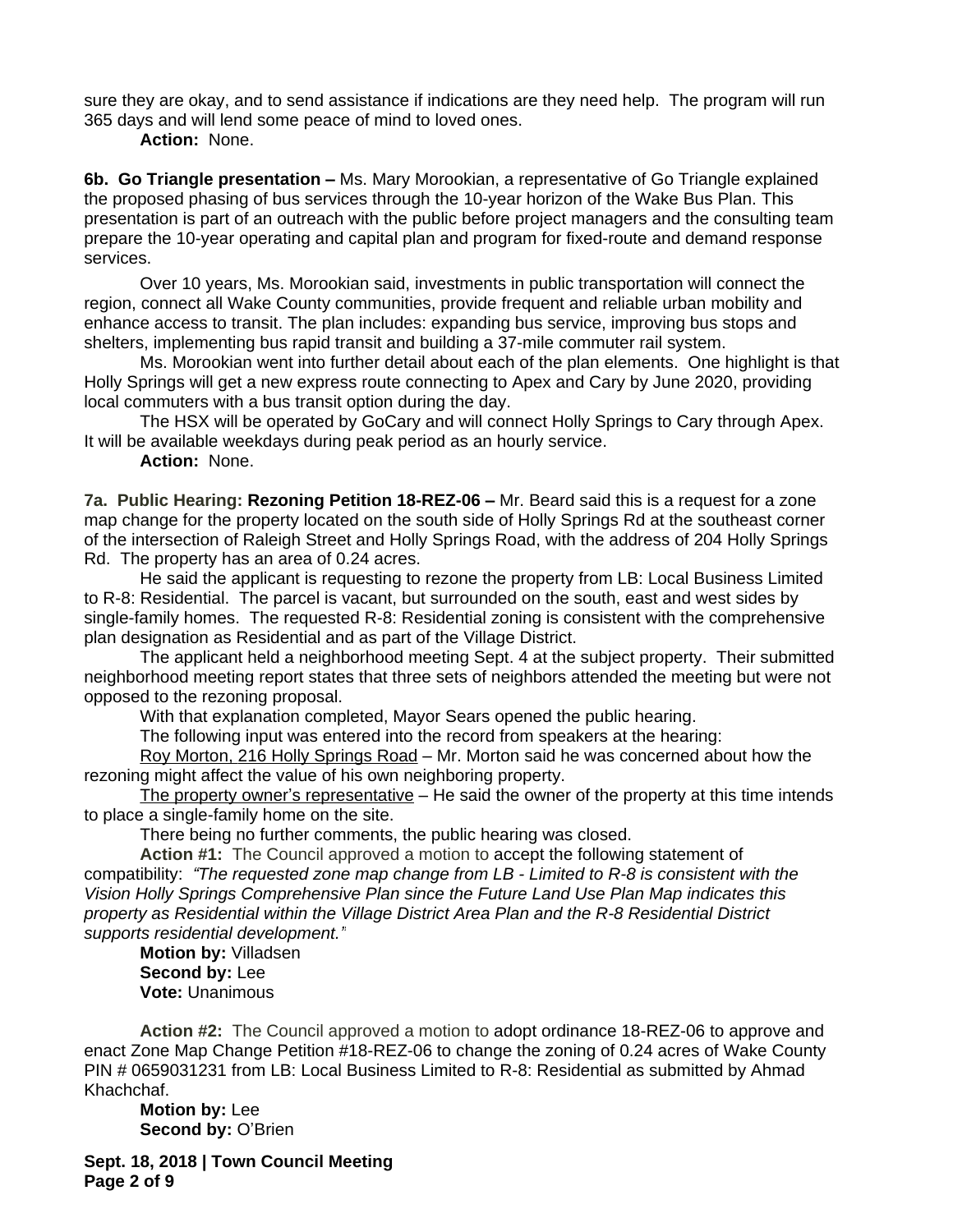sure they are okay, and to send assistance if indications are they need help. The program will run 365 days and will lend some peace of mind to loved ones.

**Action:** None.

**6b. Go Triangle presentation –** Ms. Mary Morookian, a representative of Go Triangle explained the proposed phasing of bus services through the 10-year horizon of the Wake Bus Plan. This presentation is part of an outreach with the public before project managers and the consulting team prepare the 10-year operating and capital plan and program for fixed-route and demand response services.

Over 10 years, Ms. Morookian said, investments in public transportation will connect the region, connect all Wake County communities, provide frequent and reliable urban mobility and enhance access to transit. The plan includes: expanding bus service, improving bus stops and shelters, implementing bus rapid transit and building a 37-mile commuter rail system.

Ms. Morookian went into further detail about each of the plan elements. One highlight is that Holly Springs will get a new express route connecting to Apex and Cary by June 2020, providing local commuters with a bus transit option during the day.

The HSX will be operated by GoCary and will connect Holly Springs to Cary through Apex. It will be available weekdays during peak period as an hourly service.

**Action:** None.

**7a. Public Hearing: Rezoning Petition 18-REZ-06 –** Mr. Beard said this is a request for a zone map change for the property located on the south side of Holly Springs Rd at the southeast corner of the intersection of Raleigh Street and Holly Springs Road, with the address of 204 Holly Springs Rd. The property has an area of 0.24 acres.

He said the applicant is requesting to rezone the property from LB: Local Business Limited to R-8: Residential. The parcel is vacant, but surrounded on the south, east and west sides by single-family homes. The requested R-8: Residential zoning is consistent with the comprehensive plan designation as Residential and as part of the Village District.

The applicant held a neighborhood meeting Sept. 4 at the subject property. Their submitted neighborhood meeting report states that three sets of neighbors attended the meeting but were not opposed to the rezoning proposal.

With that explanation completed, Mayor Sears opened the public hearing.

The following input was entered into the record from speakers at the hearing:

Roy Morton, 216 Holly Springs Road – Mr. Morton said he was concerned about how the rezoning might affect the value of his own neighboring property.

The property owner's representative – He said the owner of the property at this time intends to place a single-family home on the site.

There being no further comments, the public hearing was closed.

**Action #1:** The Council approved a motion to accept the following statement of compatibility: *"The requested zone map change from LB - Limited to R-8 is consistent with the Vision Holly Springs Comprehensive Plan since the Future Land Use Plan Map indicates this property as Residential within the Village District Area Plan and the R-8 Residential District supports residential development."*

**Motion by:** Villadsen
**Second by:** Lee
**Vote:** Unanimous

**Action #2:** The Council approved a motion to adopt ordinance 18-REZ-06 to approve and enact Zone Map Change Petition #18-REZ-06 to change the zoning of 0.24 acres of Wake County PIN # 0659031231 from LB: Local Business Limited to R-8: Residential as submitted by Ahmad Khachchaf.

**Motion by:** Lee
**Second by:** O'Brien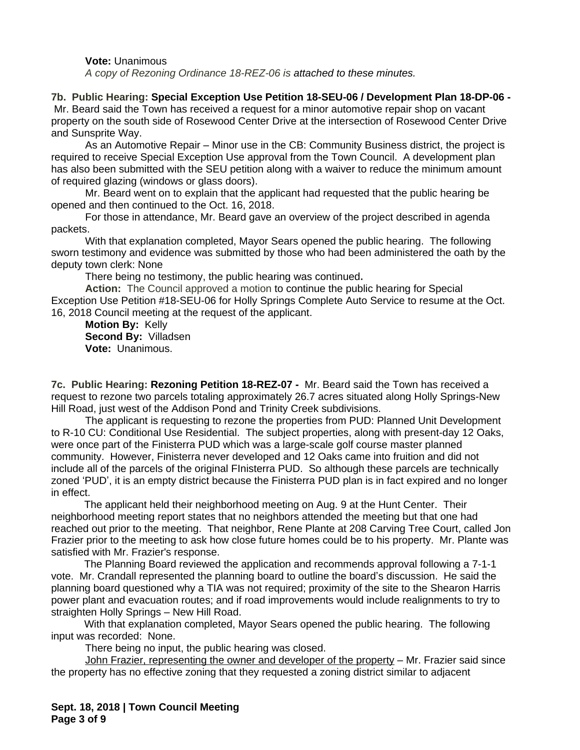**Vote:** Unanimous

*A copy of Rezoning Ordinance 18-REZ-06 is attached to these minutes.*

**7b. Public Hearing: Special Exception Use Petition 18-SEU-06 / Development Plan 18-DP-06 -** Mr. Beard said the Town has received a request for a minor automotive repair shop on vacant property on the south side of Rosewood Center Drive at the intersection of Rosewood Center Drive and Sunsprite Way.

As an Automotive Repair – Minor use in the CB: Community Business district, the project is required to receive Special Exception Use approval from the Town Council. A development plan has also been submitted with the SEU petition along with a waiver to reduce the minimum amount of required glazing (windows or glass doors).

Mr. Beard went on to explain that the applicant had requested that the public hearing be opened and then continued to the Oct. 16, 2018.

For those in attendance, Mr. Beard gave an overview of the project described in agenda packets.

With that explanation completed, Mayor Sears opened the public hearing. The following sworn testimony and evidence was submitted by those who had been administered the oath by the deputy town clerk: None

There being no testimony, the public hearing was continued**.**

**Action:** The Council approved a motion to continue the public hearing for Special Exception Use Petition #18-SEU-06 for Holly Springs Complete Auto Service to resume at the Oct. 16, 2018 Council meeting at the request of the applicant.

**Motion By:** Kelly
**Second By:** Villadsen
**Vote:** Unanimous.

**7c. Public Hearing: Rezoning Petition 18-REZ-07 -** Mr. Beard said the Town has received a request to rezone two parcels totaling approximately 26.7 acres situated along Holly Springs-New Hill Road, just west of the Addison Pond and Trinity Creek subdivisions.

The applicant is requesting to rezone the properties from PUD: Planned Unit Development to R-10 CU: Conditional Use Residential. The subject properties, along with present-day 12 Oaks, were once part of the Finisterra PUD which was a large-scale golf course master planned community. However, Finisterra never developed and 12 Oaks came into fruition and did not include all of the parcels of the original FInisterra PUD. So although these parcels are technically zoned 'PUD', it is an empty district because the Finisterra PUD plan is in fact expired and no longer in effect.

The applicant held their neighborhood meeting on Aug. 9 at the Hunt Center. Their neighborhood meeting report states that no neighbors attended the meeting but that one had reached out prior to the meeting. That neighbor, Rene Plante at 208 Carving Tree Court, called Jon Frazier prior to the meeting to ask how close future homes could be to his property. Mr. Plante was satisfied with Mr. Frazier's response.

The Planning Board reviewed the application and recommends approval following a 7-1-1 vote. Mr. Crandall represented the planning board to outline the board's discussion. He said the planning board questioned why a TIA was not required; proximity of the site to the Shearon Harris power plant and evacuation routes; and if road improvements would include realignments to try to straighten Holly Springs – New Hill Road.

With that explanation completed, Mayor Sears opened the public hearing. The following input was recorded: None.

There being no input, the public hearing was closed.

John Frazier, representing the owner and developer of the property – Mr. Frazier said since the property has no effective zoning that they requested a zoning district similar to adjacent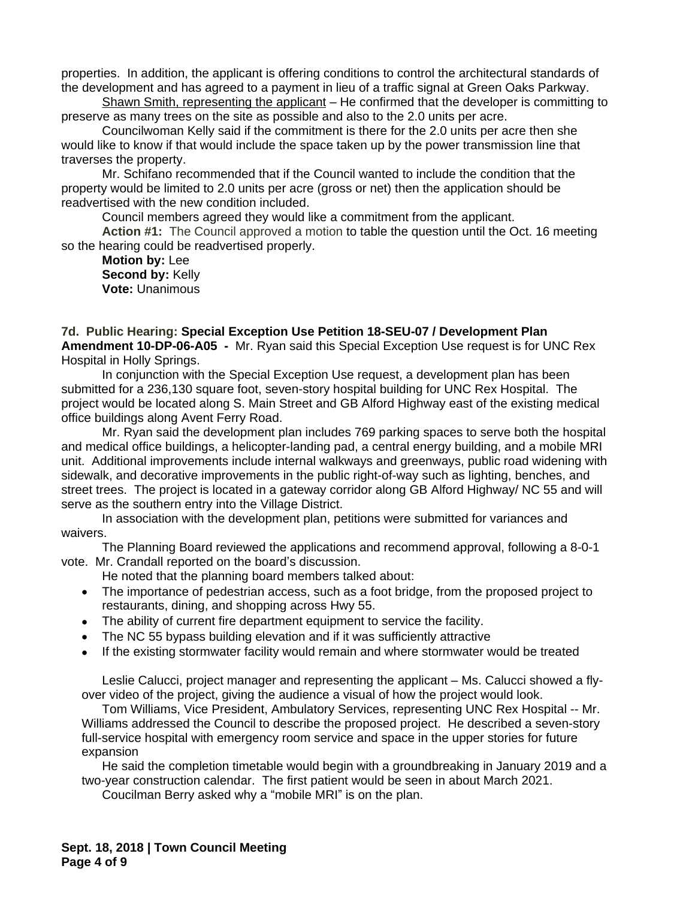properties. In addition, the applicant is offering conditions to control the architectural standards of the development and has agreed to a payment in lieu of a traffic signal at Green Oaks Parkway.

Shawn Smith, representing the applicant – He confirmed that the developer is committing to preserve as many trees on the site as possible and also to the 2.0 units per acre.

Councilwoman Kelly said if the commitment is there for the 2.0 units per acre then she would like to know if that would include the space taken up by the power transmission line that traverses the property.

Mr. Schifano recommended that if the Council wanted to include the condition that the property would be limited to 2.0 units per acre (gross or net) then the application should be readvertised with the new condition included.

Council members agreed they would like a commitment from the applicant.

**Action #1:** The Council approved a motion to table the question until the Oct. 16 meeting so the hearing could be readvertised properly.

**Motion by:** Lee
**Second by:** Kelly
**Vote:** Unanimous

**7d. Public Hearing: Special Exception Use Petition 18-SEU-07 / Development Plan Amendment 10-DP-06-A05 -** Mr. Ryan said this Special Exception Use request is for UNC Rex Hospital in Holly Springs.

In conjunction with the Special Exception Use request, a development plan has been submitted for a 236,130 square foot, seven-story hospital building for UNC Rex Hospital. The project would be located along S. Main Street and GB Alford Highway east of the existing medical office buildings along Avent Ferry Road.

Mr. Ryan said the development plan includes 769 parking spaces to serve both the hospital and medical office buildings, a helicopter-landing pad, a central energy building, and a mobile MRI unit. Additional improvements include internal walkways and greenways, public road widening with sidewalk, and decorative improvements in the public right-of-way such as lighting, benches, and street trees. The project is located in a gateway corridor along GB Alford Highway/ NC 55 and will serve as the southern entry into the Village District.

In association with the development plan, petitions were submitted for variances and waivers.

The Planning Board reviewed the applications and recommend approval, following a 8-0-1 vote. Mr. Crandall reported on the board's discussion.

He noted that the planning board members talked about:

- The importance of pedestrian access, such as a foot bridge, from the proposed project to restaurants, dining, and shopping across Hwy 55.
- The ability of current fire department equipment to service the facility.
- The NC 55 bypass building elevation and if it was sufficiently attractive
- If the existing stormwater facility would remain and where stormwater would be treated

Leslie Calucci, project manager and representing the applicant – Ms. Calucci showed a fly-over video of the project, giving the audience a visual of how the project would look.

Tom Williams, Vice President, Ambulatory Services, representing UNC Rex Hospital -- Mr. Williams addressed the Council to describe the proposed project. He described a seven-story full-service hospital with emergency room service and space in the upper stories for future expansion

He said the completion timetable would begin with a groundbreaking in January 2019 and a two-year construction calendar. The first patient would be seen in about March 2021.

Coucilman Berry asked why a "mobile MRI" is on the plan.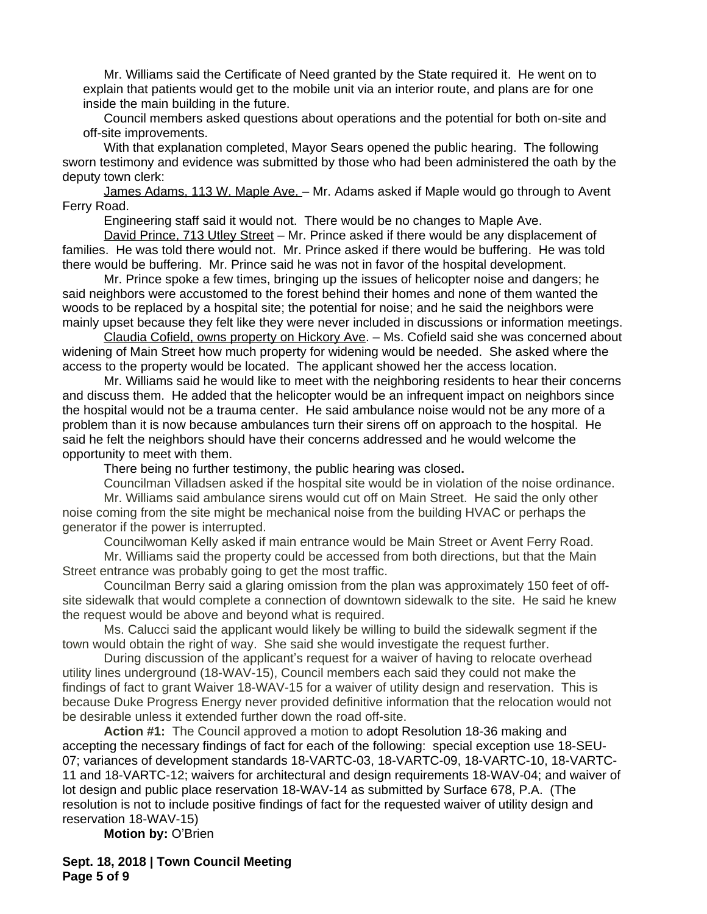Mr. Williams said the Certificate of Need granted by the State required it. He went on to explain that patients would get to the mobile unit via an interior route, and plans are for one inside the main building in the future.

Council members asked questions about operations and the potential for both on-site and off-site improvements.

With that explanation completed, Mayor Sears opened the public hearing. The following sworn testimony and evidence was submitted by those who had been administered the oath by the deputy town clerk:

James Adams, 113 W. Maple Ave. – Mr. Adams asked if Maple would go through to Avent Ferry Road.

Engineering staff said it would not. There would be no changes to Maple Ave.

David Prince, 713 Utley Street – Mr. Prince asked if there would be any displacement of families. He was told there would not. Mr. Prince asked if there would be buffering. He was told there would be buffering. Mr. Prince said he was not in favor of the hospital development.

Mr. Prince spoke a few times, bringing up the issues of helicopter noise and dangers; he said neighbors were accustomed to the forest behind their homes and none of them wanted the woods to be replaced by a hospital site; the potential for noise; and he said the neighbors were mainly upset because they felt like they were never included in discussions or information meetings.

Claudia Cofield, owns property on Hickory Ave. – Ms. Cofield said she was concerned about widening of Main Street how much property for widening would be needed. She asked where the access to the property would be located. The applicant showed her the access location.

Mr. Williams said he would like to meet with the neighboring residents to hear their concerns and discuss them. He added that the helicopter would be an infrequent impact on neighbors since the hospital would not be a trauma center. He said ambulance noise would not be any more of a problem than it is now because ambulances turn their sirens off on approach to the hospital. He said he felt the neighbors should have their concerns addressed and he would welcome the opportunity to meet with them.

There being no further testimony, the public hearing was closed**.**

Councilman Villadsen asked if the hospital site would be in violation of the noise ordinance.

Mr. Williams said ambulance sirens would cut off on Main Street. He said the only other noise coming from the site might be mechanical noise from the building HVAC or perhaps the generator if the power is interrupted.

Councilwoman Kelly asked if main entrance would be Main Street or Avent Ferry Road.

Mr. Williams said the property could be accessed from both directions, but that the Main Street entrance was probably going to get the most traffic.

Councilman Berry said a glaring omission from the plan was approximately 150 feet of off-site sidewalk that would complete a connection of downtown sidewalk to the site. He said he knew the request would be above and beyond what is required.

Ms. Calucci said the applicant would likely be willing to build the sidewalk segment if the town would obtain the right of way. She said she would investigate the request further.

During discussion of the applicant's request for a waiver of having to relocate overhead utility lines underground (18-WAV-15), Council members each said they could not make the findings of fact to grant Waiver 18-WAV-15 for a waiver of utility design and reservation. This is because Duke Progress Energy never provided definitive information that the relocation would not be desirable unless it extended further down the road off-site.

**Action #1:** The Council approved a motion to adopt Resolution 18-36 making and accepting the necessary findings of fact for each of the following: special exception use 18-SEU-07; variances of development standards 18-VARTC-03, 18-VARTC-09, 18-VARTC-10, 18-VARTC-11 and 18-VARTC-12; waivers for architectural and design requirements 18-WAV-04; and waiver of lot design and public place reservation 18-WAV-14 as submitted by Surface 678, P.A. (The resolution is not to include positive findings of fact for the requested waiver of utility design and reservation 18-WAV-15)

**Motion by:** O'Brien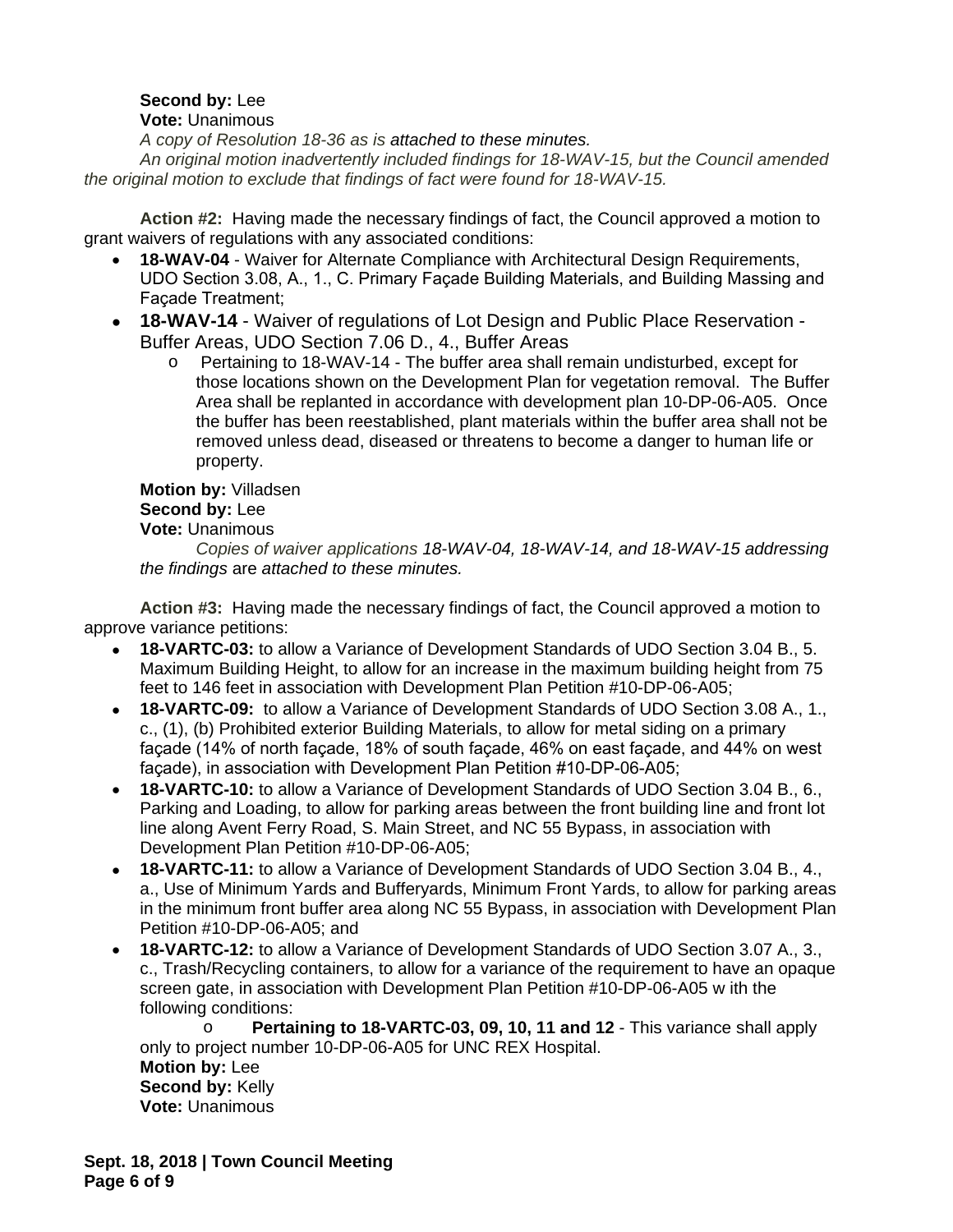**Second by:** Lee

**Vote:** Unanimous

*A copy of Resolution 18-36 as is attached to these minutes.*

*An original motion inadvertently included findings for 18-WAV-15, but the Council amended the original motion to exclude that findings of fact were found for 18-WAV-15.*

**Action #2:** Having made the necessary findings of fact, the Council approved a motion to grant waivers of regulations with any associated conditions:

- **18-WAV-04** - Waiver for Alternate Compliance with Architectural Design Requirements, UDO Section 3.08, A., 1., C. Primary Façade Building Materials, and Building Massing and Façade Treatment;
- **18-WAV-14** - Waiver of regulations of Lot Design and Public Place Reservation - Buffer Areas, UDO Section 7.06 D., 4., Buffer Areas
  - Pertaining to 18-WAV-14 - The buffer area shall remain undisturbed, except for those locations shown on the Development Plan for vegetation removal. The Buffer Area shall be replanted in accordance with development plan 10-DP-06-A05. Once the buffer has been reestablished, plant materials within the buffer area shall not be removed unless dead, diseased or threatens to become a danger to human life or property.

**Motion by:** Villadsen

**Second by:** Lee

**Vote:** Unanimous

*Copies of waiver applications 18-WAV-04, 18-WAV-14, and 18-WAV-15 addressing the findings are attached to these minutes.*

**Action #3:** Having made the necessary findings of fact, the Council approved a motion to approve variance petitions:

- **18-VARTC-03:** to allow a Variance of Development Standards of UDO Section 3.04 B., 5. Maximum Building Height, to allow for an increase in the maximum building height from 75 feet to 146 feet in association with Development Plan Petition #10-DP-06-A05;
- **18-VARTC-09:** to allow a Variance of Development Standards of UDO Section 3.08 A., 1., c., (1), (b) Prohibited exterior Building Materials, to allow for metal siding on a primary façade (14% of north façade, 18% of south façade, 46% on east façade, and 44% on west façade), in association with Development Plan Petition #10-DP-06-A05;
- **18-VARTC-10:** to allow a Variance of Development Standards of UDO Section 3.04 B., 6., Parking and Loading, to allow for parking areas between the front building line and front lot line along Avent Ferry Road, S. Main Street, and NC 55 Bypass, in association with Development Plan Petition #10-DP-06-A05;
- **18-VARTC-11:** to allow a Variance of Development Standards of UDO Section 3.04 B., 4., a., Use of Minimum Yards and Bufferyards, Minimum Front Yards, to allow for parking areas in the minimum front buffer area along NC 55 Bypass, in association with Development Plan Petition #10-DP-06-A05; and
- **18-VARTC-12:** to allow a Variance of Development Standards of UDO Section 3.07 A., 3., c., Trash/Recycling containers, to allow for a variance of the requirement to have an opaque screen gate, in association with Development Plan Petition #10-DP-06-A05 w ith the following conditions:
  - **Pertaining to 18-VARTC-03, 09, 10, 11 and 12** - This variance shall apply only to project number 10-DP-06-A05 for UNC REX Hospital.

**Motion by:** Lee

**Second by:** Kelly

**Vote:** Unanimous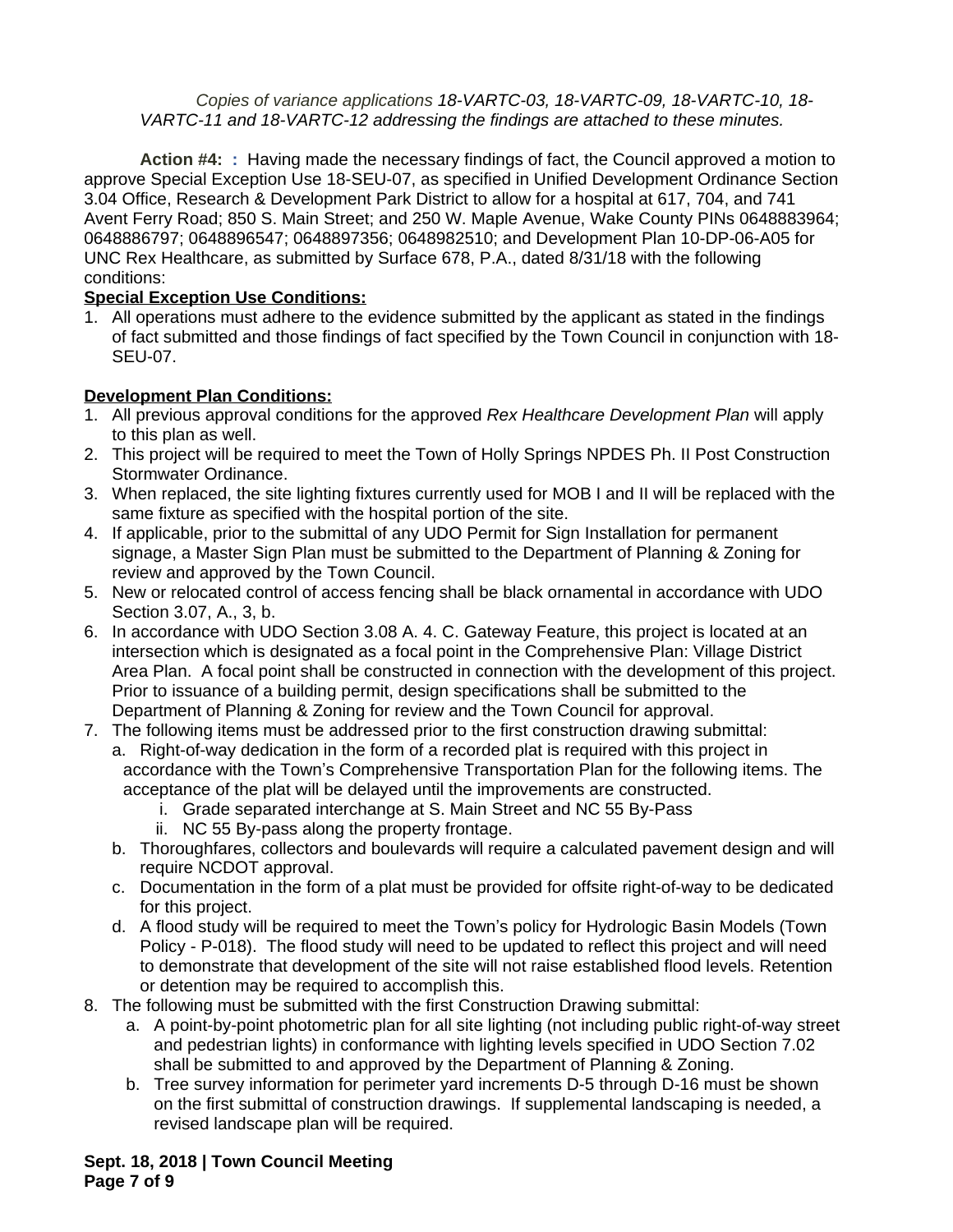*Copies of variance applications 18-VARTC-03, 18-VARTC-09, 18-VARTC-10, 18-VARTC-11 and 18-VARTC-12 addressing the findings are attached to these minutes.*

**Action #4: :** Having made the necessary findings of fact, the Council approved a motion to approve Special Exception Use 18-SEU-07, as specified in Unified Development Ordinance Section 3.04 Office, Research & Development Park District to allow for a hospital at 617, 704, and 741 Avent Ferry Road; 850 S. Main Street; and 250 W. Maple Avenue, Wake County PINs 0648883964; 0648886797; 0648896547; 0648897356; 0648982510; and Development Plan 10-DP-06-A05 for UNC Rex Healthcare, as submitted by Surface 678, P.A., dated 8/31/18 with the following conditions:

**Special Exception Use Conditions:**

1. All operations must adhere to the evidence submitted by the applicant as stated in the findings of fact submitted and those findings of fact specified by the Town Council in conjunction with 18-SEU-07.

**Development Plan Conditions:**

1. All previous approval conditions for the approved *Rex Healthcare Development Plan* will apply to this plan as well.
2. This project will be required to meet the Town of Holly Springs NPDES Ph. II Post Construction Stormwater Ordinance.
3. When replaced, the site lighting fixtures currently used for MOB I and II will be replaced with the same fixture as specified with the hospital portion of the site.
4. If applicable, prior to the submittal of any UDO Permit for Sign Installation for permanent signage, a Master Sign Plan must be submitted to the Department of Planning & Zoning for review and approved by the Town Council.
5. New or relocated control of access fencing shall be black ornamental in accordance with UDO Section 3.07, A., 3, b.
6. In accordance with UDO Section 3.08 A. 4. C. Gateway Feature, this project is located at an intersection which is designated as a focal point in the Comprehensive Plan: Village District Area Plan. A focal point shall be constructed in connection with the development of this project. Prior to issuance of a building permit, design specifications shall be submitted to the Department of Planning & Zoning for review and the Town Council for approval.
7. The following items must be addressed prior to the first construction drawing submittal:
   a. Right-of-way dedication in the form of a recorded plat is required with this project in accordance with the Town's Comprehensive Transportation Plan for the following items. The acceptance of the plat will be delayed until the improvements are constructed.
      i. Grade separated interchange at S. Main Street and NC 55 By-Pass
      ii. NC 55 By-pass along the property frontage.
   b. Thoroughfares, collectors and boulevards will require a calculated pavement design and will require NCDOT approval.
   c. Documentation in the form of a plat must be provided for offsite right-of-way to be dedicated for this project.
   d. A flood study will be required to meet the Town's policy for Hydrologic Basin Models (Town Policy - P-018). The flood study will need to be updated to reflect this project and will need to demonstrate that development of the site will not raise established flood levels. Retention or detention may be required to accomplish this.
8. The following must be submitted with the first Construction Drawing submittal:
   a. A point-by-point photometric plan for all site lighting (not including public right-of-way street and pedestrian lights) in conformance with lighting levels specified in UDO Section 7.02 shall be submitted to and approved by the Department of Planning & Zoning.
   b. Tree survey information for perimeter yard increments D-5 through D-16 must be shown on the first submittal of construction drawings. If supplemental landscaping is needed, a revised landscape plan will be required.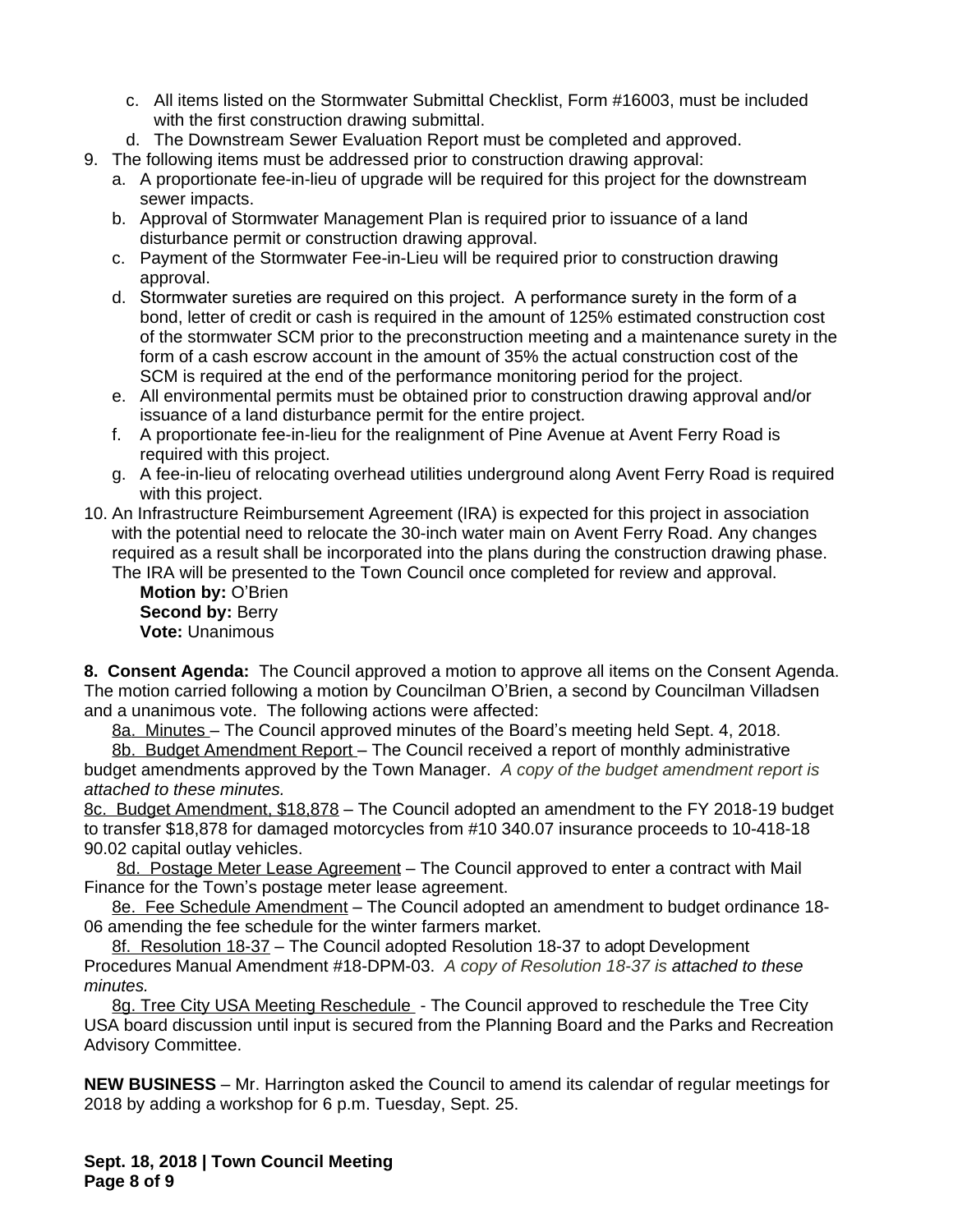c. All items listed on the Stormwater Submittal Checklist, Form #16003, must be included with the first construction drawing submittal.
   d. The Downstream Sewer Evaluation Report must be completed and approved.

9. The following items must be addressed prior to construction drawing approval:
   a. A proportionate fee-in-lieu of upgrade will be required for this project for the downstream sewer impacts.
   b. Approval of Stormwater Management Plan is required prior to issuance of a land disturbance permit or construction drawing approval.
   c. Payment of the Stormwater Fee-in-Lieu will be required prior to construction drawing approval.
   d. Stormwater sureties are required on this project. A performance surety in the form of a bond, letter of credit or cash is required in the amount of 125% estimated construction cost of the stormwater SCM prior to the preconstruction meeting and a maintenance surety in the form of a cash escrow account in the amount of 35% the actual construction cost of the SCM is required at the end of the performance monitoring period for the project.
   e. All environmental permits must be obtained prior to construction drawing approval and/or issuance of a land disturbance permit for the entire project.
   f. A proportionate fee-in-lieu for the realignment of Pine Avenue at Avent Ferry Road is required with this project.
   g. A fee-in-lieu of relocating overhead utilities underground along Avent Ferry Road is required with this project.

10. An Infrastructure Reimbursement Agreement (IRA) is expected for this project in association with the potential need to relocate the 30-inch water main on Avent Ferry Road. Any changes required as a result shall be incorporated into the plans during the construction drawing phase. The IRA will be presented to the Town Council once completed for review and approval.

    **Motion by:** O'Brien
    **Second by:** Berry
    **Vote:** Unanimous

**8. Consent Agenda:** The Council approved a motion to approve all items on the Consent Agenda. The motion carried following a motion by Councilman O'Brien, a second by Councilman Villadsen and a unanimous vote. The following actions were affected:

8a. Minutes – The Council approved minutes of the Board's meeting held Sept. 4, 2018.

8b. Budget Amendment Report – The Council received a report of monthly administrative budget amendments approved by the Town Manager. *A copy of the budget amendment report is attached to these minutes.*

8c. Budget Amendment, $18,878 – The Council adopted an amendment to the FY 2018-19 budget to transfer $18,878 for damaged motorcycles from #10 340.07 insurance proceeds to 10-418-18 90.02 capital outlay vehicles.

8d. Postage Meter Lease Agreement – The Council approved to enter a contract with Mail Finance for the Town's postage meter lease agreement.

8e. Fee Schedule Amendment – The Council adopted an amendment to budget ordinance 18-06 amending the fee schedule for the winter farmers market.

8f. Resolution 18-37 – The Council adopted Resolution 18-37 to adopt Development Procedures Manual Amendment #18-DPM-03. *A copy of Resolution 18-37 is attached to these minutes.*

8g. Tree City USA Meeting Reschedule - The Council approved to reschedule the Tree City USA board discussion until input is secured from the Planning Board and the Parks and Recreation Advisory Committee.

**NEW BUSINESS** – Mr. Harrington asked the Council to amend its calendar of regular meetings for 2018 by adding a workshop for 6 p.m. Tuesday, Sept. 25.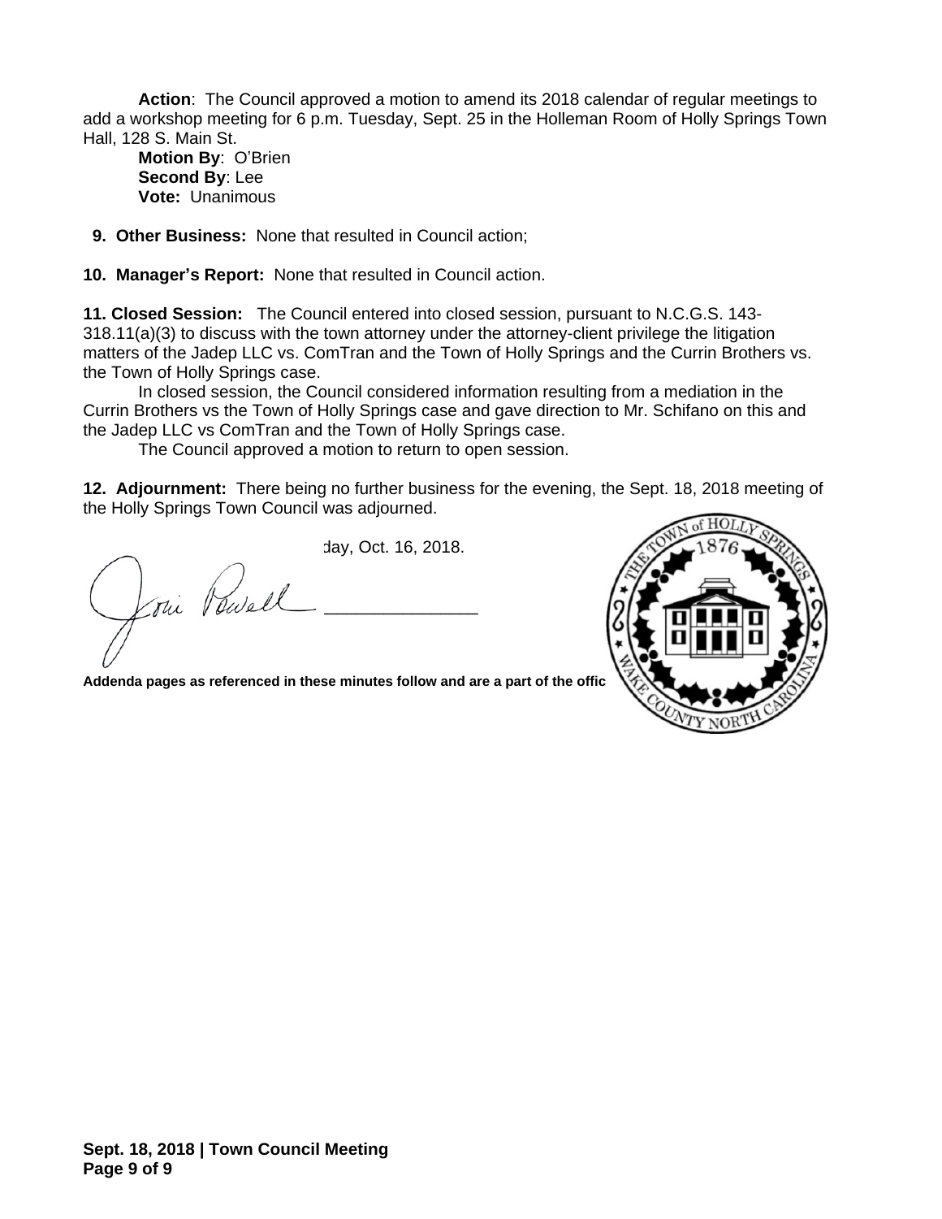**Action**: The Council approved a motion to amend its 2018 calendar of regular meetings to add a workshop meeting for 6 p.m. Tuesday, Sept. 25 in the Holleman Room of Holly Springs Town Hall, 128 S. Main St.

**Motion By**: O'Brien
**Second By**: Lee
**Vote:** Unanimous

**9. Other Business:** None that resulted in Council action;

**10. Manager's Report:** None that resulted in Council action.

**11. Closed Session:** The Council entered into closed session, pursuant to N.C.G.S. 143-318.11(a)(3) to discuss with the town attorney under the attorney-client privilege the litigation matters of the Jadep LLC vs. ComTran and the Town of Holly Springs and the Currin Brothers vs. the Town of Holly Springs case.

In closed session, the Council considered information resulting from a mediation in the Currin Brothers vs the Town of Holly Springs case and gave direction to Mr. Schifano on this and the Jadep LLC vs ComTran and the Town of Holly Springs case.

The Council approved a motion to return to open session.

**12. Adjournment:** There being no further business for the evening, the Sept. 18, 2018 meeting of the Holly Springs Town Council was adjourned.

day, Oct. 16, 2018.

Joni Powell ______________

**Addenda pages as referenced in these minutes follow and are a part of the offic**